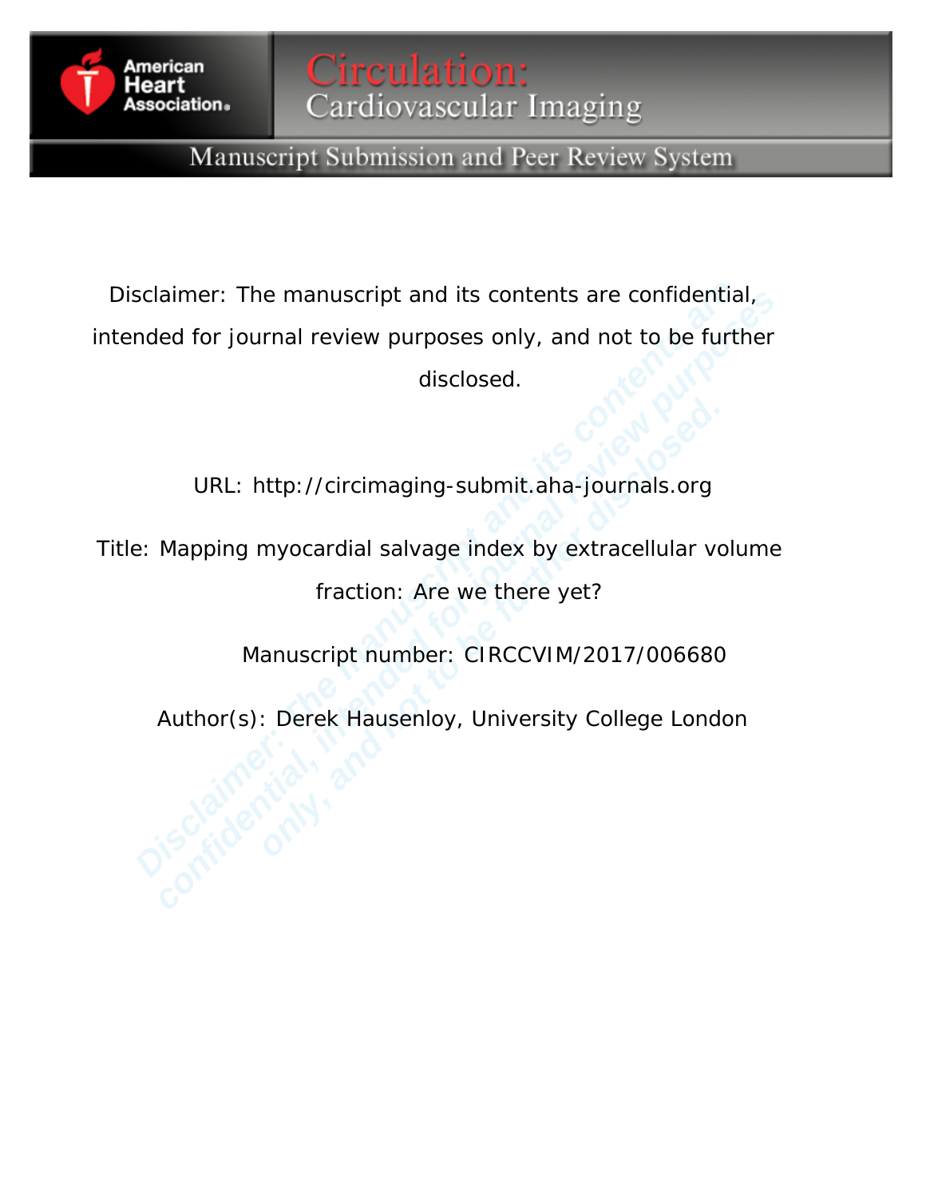Disclaimer: The manuscript and its contents are confidential, intended for journal review purposes only, and not to be further disclosed.

URL: http://circimaging-submit.aha-journals.org

Title: Mapping myocardial salvage index by extracellular volume fraction: Are we there yet?

Manuscript number: CIRCCVIM/2017/006680

Author(s): Derek Hausenloy, University College London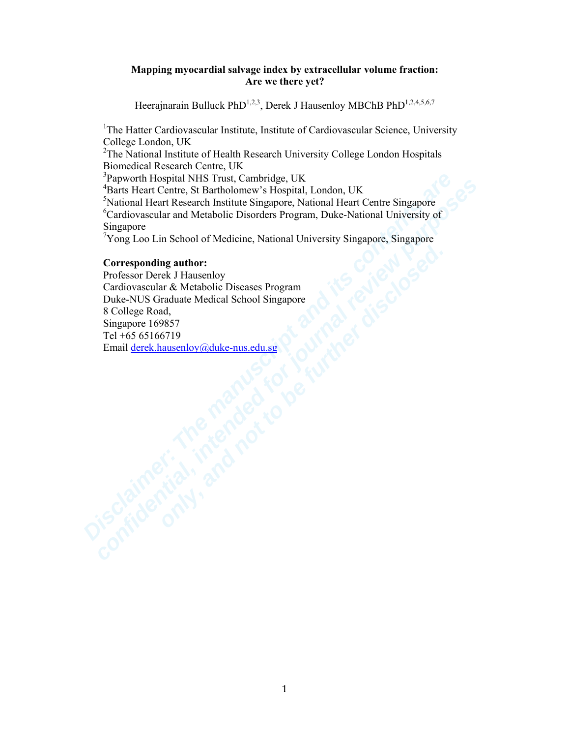**Mapping myocardial salvage index by extracellular volume fraction: Are we there yet?**

Heerajnarain Bulluck PhD[1,2,3], Derek J Hausenloy MBChB PhD[1,2,4,5,6,7]

[1]The Hatter Cardiovascular Institute, Institute of Cardiovascular Science, University College London, UK
[2]The National Institute of Health Research University College London Hospitals Biomedical Research Centre, UK
[3]Papworth Hospital NHS Trust, Cambridge, UK
[4]Barts Heart Centre, St Bartholomew's Hospital, London, UK
[5]National Heart Research Institute Singapore, National Heart Centre Singapore
[6]Cardiovascular and Metabolic Disorders Program, Duke-National University of Singapore
[7]Yong Loo Lin School of Medicine, National University Singapore, Singapore

**Corresponding author:**
Professor Derek J Hausenloy
Cardiovascular & Metabolic Diseases Program
Duke-NUS Graduate Medical School Singapore
8 College Road,
Singapore 169857
Tel +65 65166719
Email derek.hausenloy@duke-nus.edu.sg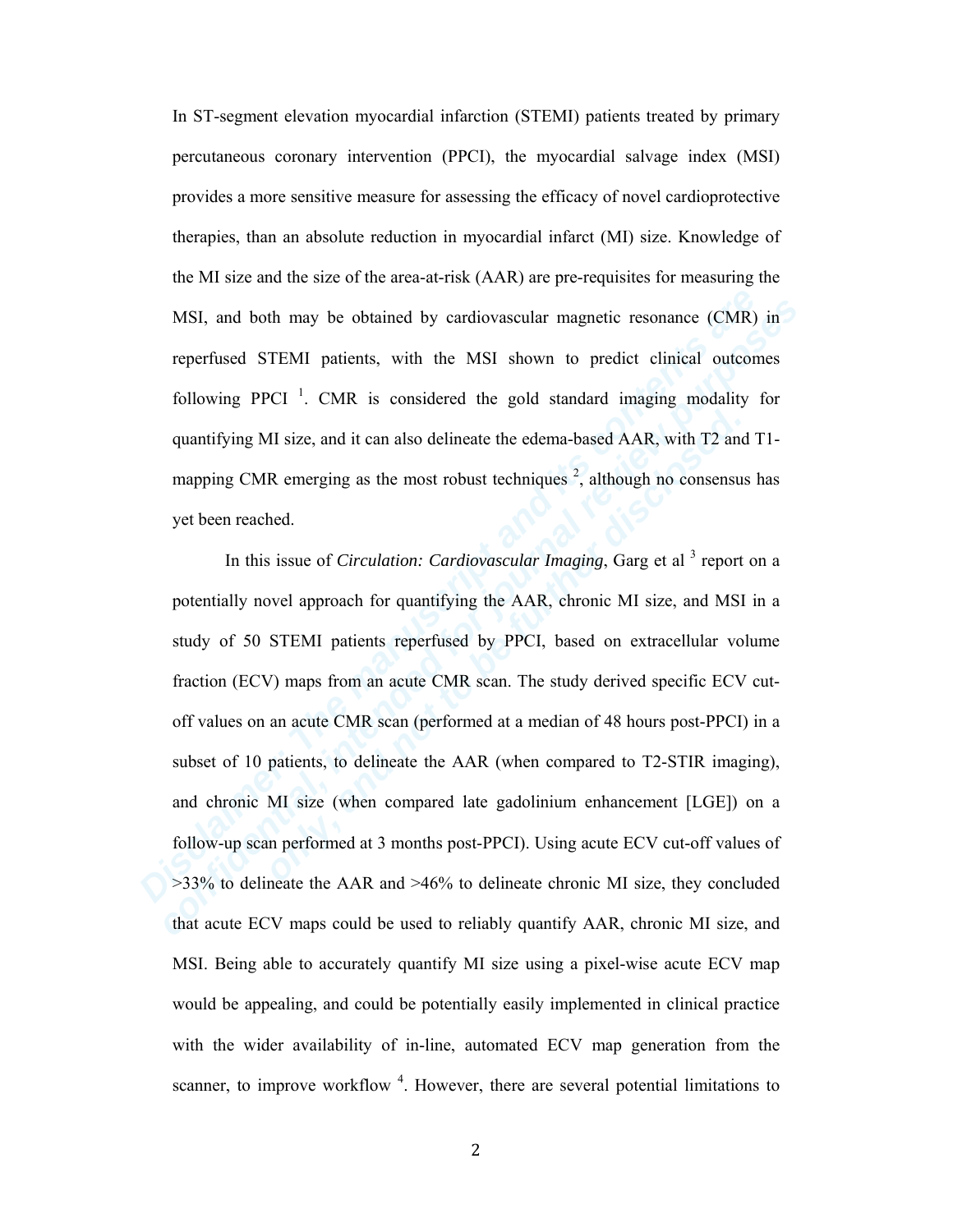In ST-segment elevation myocardial infarction (STEMI) patients treated by primary percutaneous coronary intervention (PPCI), the myocardial salvage index (MSI) provides a more sensitive measure for assessing the efficacy of novel cardioprotective therapies, than an absolute reduction in myocardial infarct (MI) size. Knowledge of the MI size and the size of the area-at-risk (AAR) are pre-requisites for measuring the MSI, and both may be obtained by cardiovascular magnetic resonance (CMR) in reperfused STEMI patients, with the MSI shown to predict clinical outcomes following PPCI [1]. CMR is considered the gold standard imaging modality for quantifying MI size, and it can also delineate the edema-based AAR, with T2 and T1-mapping CMR emerging as the most robust techniques [2], although no consensus has yet been reached.

In this issue of *Circulation: Cardiovascular Imaging*, Garg et al [3] report on a potentially novel approach for quantifying the AAR, chronic MI size, and MSI in a study of 50 STEMI patients reperfused by PPCI, based on extracellular volume fraction (ECV) maps from an acute CMR scan. The study derived specific ECV cut-off values on an acute CMR scan (performed at a median of 48 hours post-PPCI) in a subset of 10 patients, to delineate the AAR (when compared to T2-STIR imaging), and chronic MI size (when compared late gadolinium enhancement [LGE]) on a follow-up scan performed at 3 months post-PPCI). Using acute ECV cut-off values of >33% to delineate the AAR and >46% to delineate chronic MI size, they concluded that acute ECV maps could be used to reliably quantify AAR, chronic MI size, and MSI. Being able to accurately quantify MI size using a pixel-wise acute ECV map would be appealing, and could be potentially easily implemented in clinical practice with the wider availability of in-line, automated ECV map generation from the scanner, to improve workflow [4]. However, there are several potential limitations to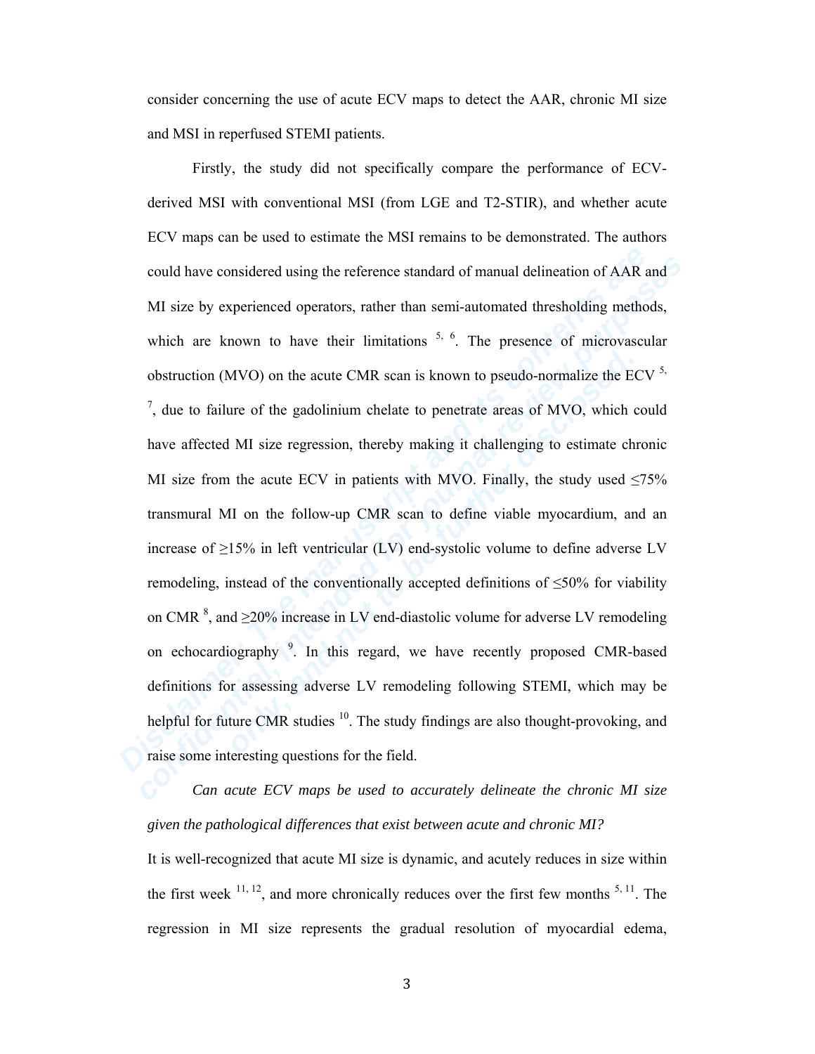consider concerning the use of acute ECV maps to detect the AAR, chronic MI size and MSI in reperfused STEMI patients.

Firstly, the study did not specifically compare the performance of ECV-derived MSI with conventional MSI (from LGE and T2-STIR), and whether acute ECV maps can be used to estimate the MSI remains to be demonstrated. The authors could have considered using the reference standard of manual delineation of AAR and MI size by experienced operators, rather than semi-automated thresholding methods, which are known to have their limitations [5, 6]. The presence of microvascular obstruction (MVO) on the acute CMR scan is known to pseudo-normalize the ECV [5, 7], due to failure of the gadolinium chelate to penetrate areas of MVO, which could have affected MI size regression, thereby making it challenging to estimate chronic MI size from the acute ECV in patients with MVO. Finally, the study used ≤75% transmural MI on the follow-up CMR scan to define viable myocardium, and an increase of ≥15% in left ventricular (LV) end-systolic volume to define adverse LV remodeling, instead of the conventionally accepted definitions of ≤50% for viability on CMR [8], and ≥20% increase in LV end-diastolic volume for adverse LV remodeling on echocardiography [9]. In this regard, we have recently proposed CMR-based definitions for assessing adverse LV remodeling following STEMI, which may be helpful for future CMR studies [10]. The study findings are also thought-provoking, and raise some interesting questions for the field.

*Can acute ECV maps be used to accurately delineate the chronic MI size given the pathological differences that exist between acute and chronic MI?*

It is well-recognized that acute MI size is dynamic, and acutely reduces in size within the first week [11, 12], and more chronically reduces over the first few months [5, 11]. The regression in MI size represents the gradual resolution of myocardial edema,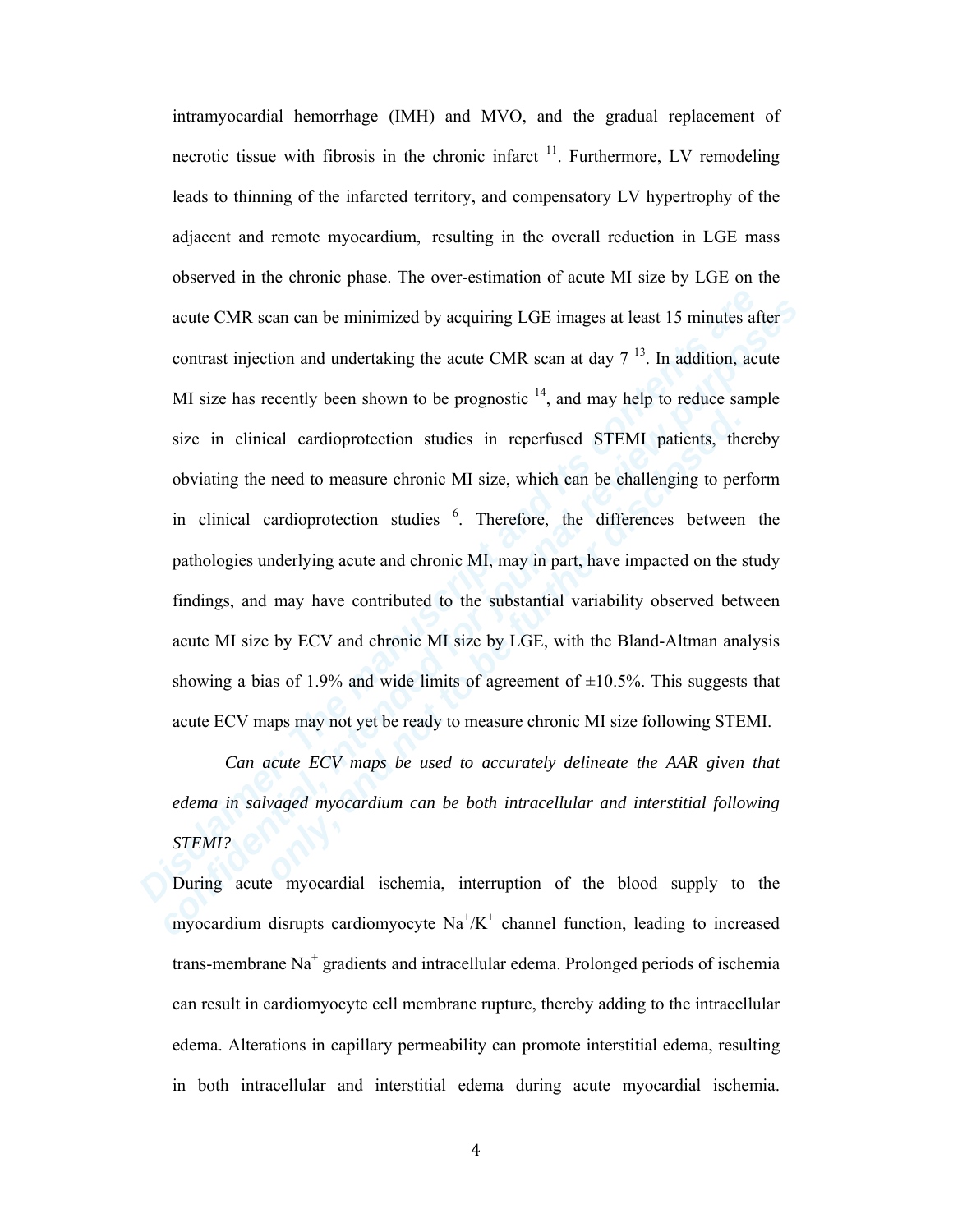intramyocardial hemorrhage (IMH) and MVO, and the gradual replacement of necrotic tissue with fibrosis in the chronic infarct [11]. Furthermore, LV remodeling leads to thinning of the infarcted territory, and compensatory LV hypertrophy of the adjacent and remote myocardium, resulting in the overall reduction in LGE mass observed in the chronic phase. The over-estimation of acute MI size by LGE on the acute CMR scan can be minimized by acquiring LGE images at least 15 minutes after contrast injection and undertaking the acute CMR scan at day 7 [13]. In addition, acute MI size has recently been shown to be prognostic [14], and may help to reduce sample size in clinical cardioprotection studies in reperfused STEMI patients, thereby obviating the need to measure chronic MI size, which can be challenging to perform in clinical cardioprotection studies [6]. Therefore, the differences between the pathologies underlying acute and chronic MI, may in part, have impacted on the study findings, and may have contributed to the substantial variability observed between acute MI size by ECV and chronic MI size by LGE, with the Bland-Altman analysis showing a bias of 1.9% and wide limits of agreement of ±10.5%. This suggests that acute ECV maps may not yet be ready to measure chronic MI size following STEMI.

*Can acute ECV maps be used to accurately delineate the AAR given that edema in salvaged myocardium can be both intracellular and interstitial following STEMI?*

During acute myocardial ischemia, interruption of the blood supply to the myocardium disrupts cardiomyocyte $Na^+/K^+$ channel function, leading to increased trans-membrane $Na^+$ gradients and intracellular edema. Prolonged periods of ischemia can result in cardiomyocyte cell membrane rupture, thereby adding to the intracellular edema. Alterations in capillary permeability can promote interstitial edema, resulting in both intracellular and interstitial edema during acute myocardial ischemia.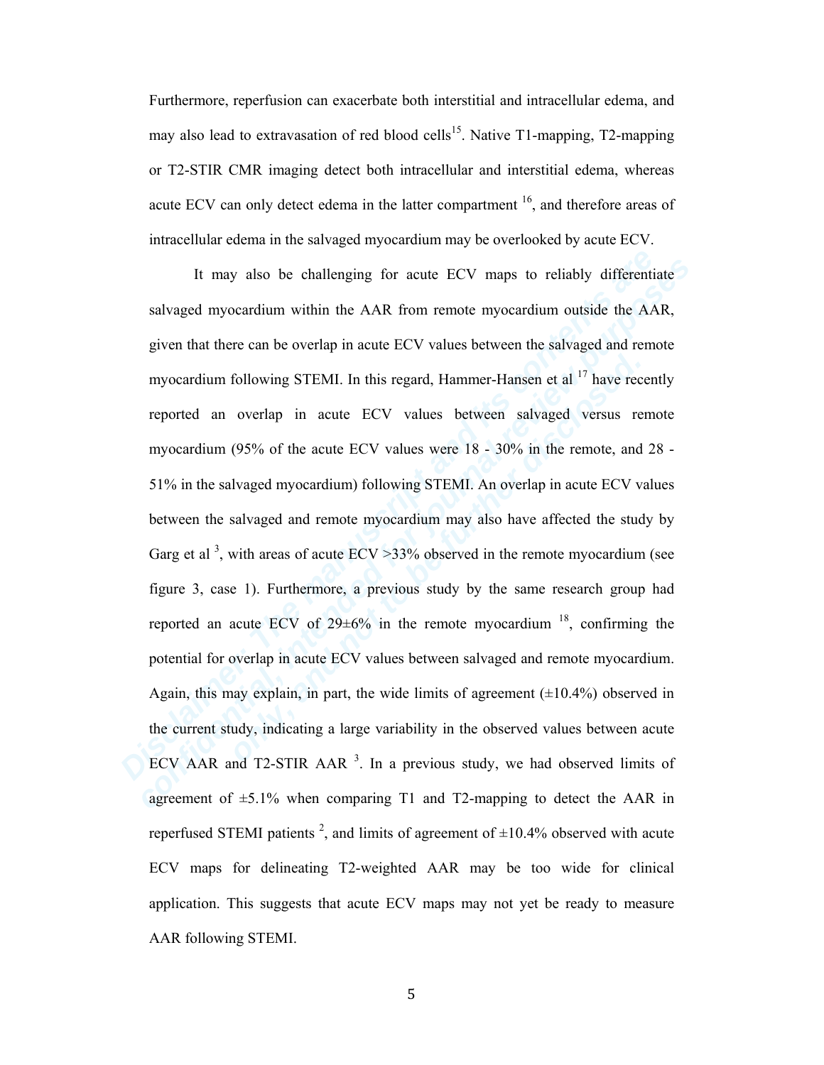Furthermore, reperfusion can exacerbate both interstitial and intracellular edema, and may also lead to extravasation of red blood cells[15]. Native T1-mapping, T2-mapping or T2-STIR CMR imaging detect both intracellular and interstitial edema, whereas acute ECV can only detect edema in the latter compartment [16], and therefore areas of intracellular edema in the salvaged myocardium may be overlooked by acute ECV.

It may also be challenging for acute ECV maps to reliably differentiate salvaged myocardium within the AAR from remote myocardium outside the AAR, given that there can be overlap in acute ECV values between the salvaged and remote myocardium following STEMI. In this regard, Hammer-Hansen et al [17] have recently reported an overlap in acute ECV values between salvaged versus remote myocardium (95% of the acute ECV values were 18 - 30% in the remote, and 28 - 51% in the salvaged myocardium) following STEMI. An overlap in acute ECV values between the salvaged and remote myocardium may also have affected the study by Garg et al [3], with areas of acute ECV >33% observed in the remote myocardium (see figure 3, case 1). Furthermore, a previous study by the same research group had reported an acute ECV of 29±6% in the remote myocardium [18], confirming the potential for overlap in acute ECV values between salvaged and remote myocardium. Again, this may explain, in part, the wide limits of agreement (±10.4%) observed in the current study, indicating a large variability in the observed values between acute ECV AAR and T2-STIR AAR [3]. In a previous study, we had observed limits of agreement of ±5.1% when comparing T1 and T2-mapping to detect the AAR in reperfused STEMI patients [2], and limits of agreement of ±10.4% observed with acute ECV maps for delineating T2-weighted AAR may be too wide for clinical application. This suggests that acute ECV maps may not yet be ready to measure AAR following STEMI.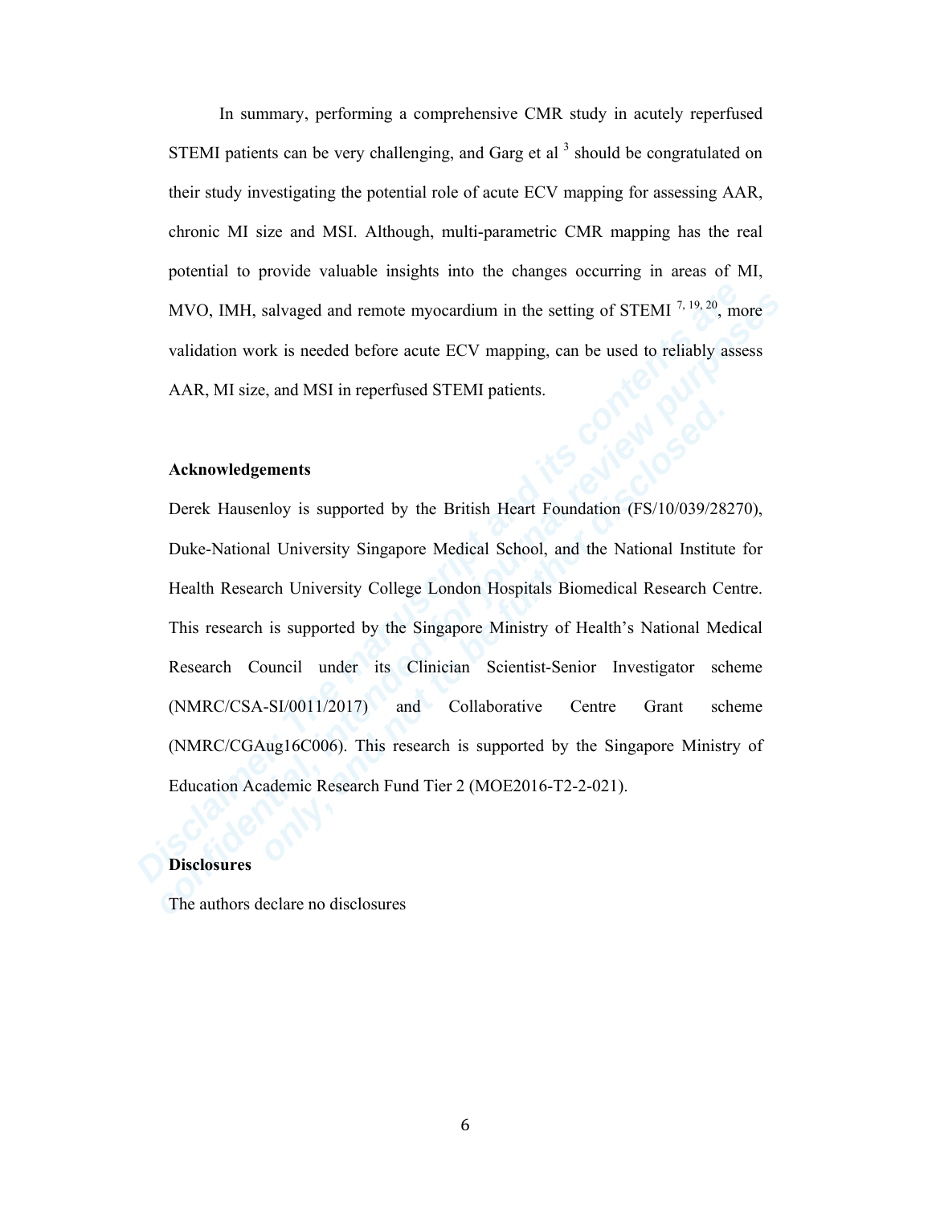In summary, performing a comprehensive CMR study in acutely reperfused STEMI patients can be very challenging, and Garg et al [3] should be congratulated on their study investigating the potential role of acute ECV mapping for assessing AAR, chronic MI size and MSI. Although, multi-parametric CMR mapping has the real potential to provide valuable insights into the changes occurring in areas of MI, MVO, IMH, salvaged and remote myocardium in the setting of STEMI [7, 19, 20], more validation work is needed before acute ECV mapping, can be used to reliably assess AAR, MI size, and MSI in reperfused STEMI patients.

## Acknowledgements

Derek Hausenloy is supported by the British Heart Foundation (FS/10/039/28270), Duke-National University Singapore Medical School, and the National Institute for Health Research University College London Hospitals Biomedical Research Centre. This research is supported by the Singapore Ministry of Health's National Medical Research Council under its Clinician Scientist-Senior Investigator scheme (NMRC/CSA-SI/0011/2017) and Collaborative Centre Grant scheme (NMRC/CGAug16C006). This research is supported by the Singapore Ministry of Education Academic Research Fund Tier 2 (MOE2016-T2-2-021).

## Disclosures

The authors declare no disclosures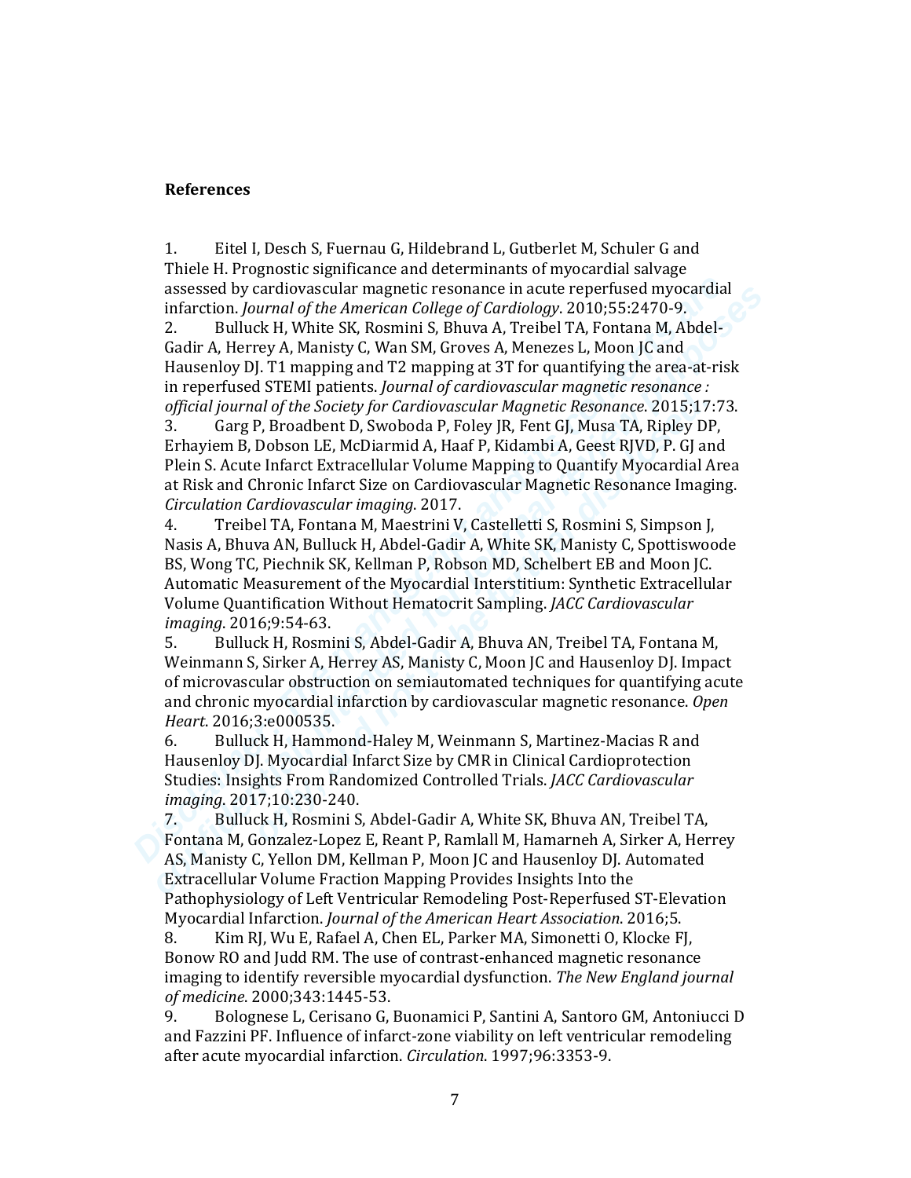**References**

1. Eitel I, Desch S, Fuernau G, Hildebrand L, Gutberlet M, Schuler G and Thiele H. Prognostic significance and determinants of myocardial salvage assessed by cardiovascular magnetic resonance in acute reperfused myocardial infarction. *Journal of the American College of Cardiology*. 2010;55:2470-9.
2. Bulluck H, White SK, Rosmini S, Bhuva A, Treibel TA, Fontana M, Abdel-Gadir A, Herrey A, Manisty C, Wan SM, Groves A, Menezes L, Moon JC and Hausenloy DJ. T1 mapping and T2 mapping at 3T for quantifying the area-at-risk in reperfused STEMI patients. *Journal of cardiovascular magnetic resonance : official journal of the Society for Cardiovascular Magnetic Resonance*. 2015;17:73.
3. Garg P, Broadbent D, Swoboda P, Foley JR, Fent GJ, Musa TA, Ripley DP, Erhayiem B, Dobson LE, McDiarmid A, Haaf P, Kidambi A, Geest RJVD, P. GJ and Plein S. Acute Infarct Extracellular Volume Mapping to Quantify Myocardial Area at Risk and Chronic Infarct Size on Cardiovascular Magnetic Resonance Imaging. *Circulation Cardiovascular imaging*. 2017.
4. Treibel TA, Fontana M, Maestrini V, Castelletti S, Rosmini S, Simpson J, Nasis A, Bhuva AN, Bulluck H, Abdel-Gadir A, White SK, Manisty C, Spottiswoode BS, Wong TC, Piechnik SK, Kellman P, Robson MD, Schelbert EB and Moon JC. Automatic Measurement of the Myocardial Interstitium: Synthetic Extracellular Volume Quantification Without Hematocrit Sampling. *JACC Cardiovascular imaging*. 2016;9:54-63.
5. Bulluck H, Rosmini S, Abdel-Gadir A, Bhuva AN, Treibel TA, Fontana M, Weinmann S, Sirker A, Herrey AS, Manisty C, Moon JC and Hausenloy DJ. Impact of microvascular obstruction on semiautomated techniques for quantifying acute and chronic myocardial infarction by cardiovascular magnetic resonance. *Open Heart*. 2016;3:e000535.
6. Bulluck H, Hammond-Haley M, Weinmann S, Martinez-Macias R and Hausenloy DJ. Myocardial Infarct Size by CMR in Clinical Cardioprotection Studies: Insights From Randomized Controlled Trials. *JACC Cardiovascular imaging*. 2017;10:230-240.
7. Bulluck H, Rosmini S, Abdel-Gadir A, White SK, Bhuva AN, Treibel TA, Fontana M, Gonzalez-Lopez E, Reant P, Ramlall M, Hamarneh A, Sirker A, Herrey AS, Manisty C, Yellon DM, Kellman P, Moon JC and Hausenloy DJ. Automated Extracellular Volume Fraction Mapping Provides Insights Into the Pathophysiology of Left Ventricular Remodeling Post-Reperfused ST-Elevation Myocardial Infarction. *Journal of the American Heart Association*. 2016;5.
8. Kim RJ, Wu E, Rafael A, Chen EL, Parker MA, Simonetti O, Klocke FJ, Bonow RO and Judd RM. The use of contrast-enhanced magnetic resonance imaging to identify reversible myocardial dysfunction. *The New England journal of medicine*. 2000;343:1445-53.
9. Bolognese L, Cerisano G, Buonamici P, Santini A, Santoro GM, Antoniucci D and Fazzini PF. Influence of infarct-zone viability on left ventricular remodeling after acute myocardial infarction. *Circulation*. 1997;96:3353-9.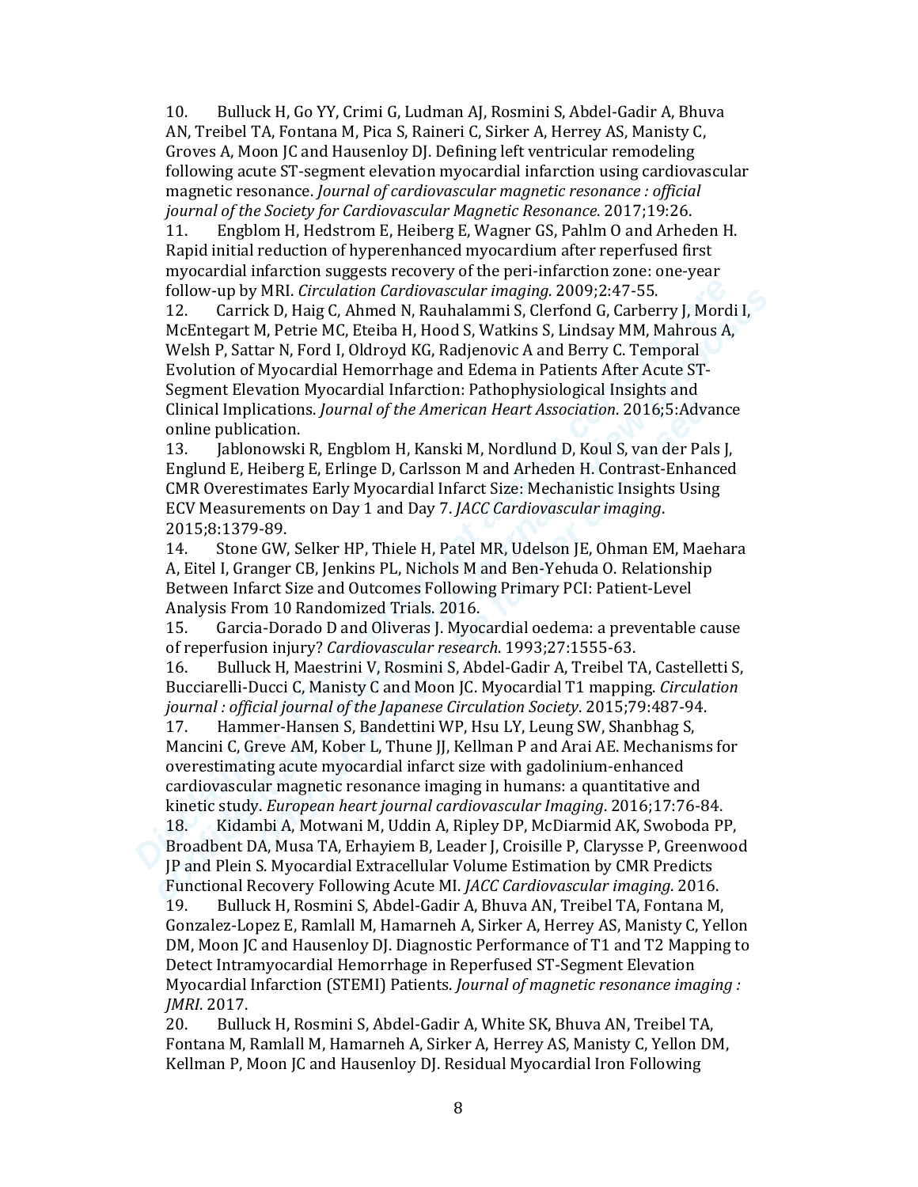10. Bulluck H, Go YY, Crimi G, Ludman AJ, Rosmini S, Abdel-Gadir A, Bhuva AN, Treibel TA, Fontana M, Pica S, Raineri C, Sirker A, Herrey AS, Manisty C, Groves A, Moon JC and Hausenloy DJ. Defining left ventricular remodeling following acute ST-segment elevation myocardial infarction using cardiovascular magnetic resonance. *Journal of cardiovascular magnetic resonance : official journal of the Society for Cardiovascular Magnetic Resonance*. 2017;19:26.

11. Engblom H, Hedstrom E, Heiberg E, Wagner GS, Pahlm O and Arheden H. Rapid initial reduction of hyperenhanced myocardium after reperfused first myocardial infarction suggests recovery of the peri-infarction zone: one-year follow-up by MRI. *Circulation Cardiovascular imaging*. 2009;2:47-55.

12. Carrick D, Haig C, Ahmed N, Rauhalammi S, Clerfond G, Carberry J, Mordi I, McEntegart M, Petrie MC, Eteiba H, Hood S, Watkins S, Lindsay MM, Mahrous A, Welsh P, Sattar N, Ford I, Oldroyd KG, Radjenovic A and Berry C. Temporal Evolution of Myocardial Hemorrhage and Edema in Patients After Acute ST-Segment Elevation Myocardial Infarction: Pathophysiological Insights and Clinical Implications. *Journal of the American Heart Association*. 2016;5:Advance online publication.

13. Jablonowski R, Engblom H, Kanski M, Nordlund D, Koul S, van der Pals J, Englund E, Heiberg E, Erlinge D, Carlsson M and Arheden H. Contrast-Enhanced CMR Overestimates Early Myocardial Infarct Size: Mechanistic Insights Using ECV Measurements on Day 1 and Day 7. *JACC Cardiovascular imaging*. 2015;8:1379-89.

14. Stone GW, Selker HP, Thiele H, Patel MR, Udelson JE, Ohman EM, Maehara A, Eitel I, Granger CB, Jenkins PL, Nichols M and Ben-Yehuda O. Relationship Between Infarct Size and Outcomes Following Primary PCI: Patient-Level Analysis From 10 Randomized Trials. 2016.

15. Garcia-Dorado D and Oliveras J. Myocardial oedema: a preventable cause of reperfusion injury? *Cardiovascular research*. 1993;27:1555-63.

16. Bulluck H, Maestrini V, Rosmini S, Abdel-Gadir A, Treibel TA, Castelletti S, Bucciarelli-Ducci C, Manisty C and Moon JC. Myocardial T1 mapping. *Circulation journal : official journal of the Japanese Circulation Society*. 2015;79:487-94.

17. Hammer-Hansen S, Bandettini WP, Hsu LY, Leung SW, Shanbhag S, Mancini C, Greve AM, Kober L, Thune JJ, Kellman P and Arai AE. Mechanisms for overestimating acute myocardial infarct size with gadolinium-enhanced cardiovascular magnetic resonance imaging in humans: a quantitative and kinetic study. *European heart journal cardiovascular Imaging*. 2016;17:76-84.

18. Kidambi A, Motwani M, Uddin A, Ripley DP, McDiarmid AK, Swoboda PP, Broadbent DA, Musa TA, Erhayiem B, Leader J, Croisille P, Clarysse P, Greenwood JP and Plein S. Myocardial Extracellular Volume Estimation by CMR Predicts Functional Recovery Following Acute MI. *JACC Cardiovascular imaging*. 2016.

19. Bulluck H, Rosmini S, Abdel-Gadir A, Bhuva AN, Treibel TA, Fontana M, Gonzalez-Lopez E, Ramlall M, Hamarneh A, Sirker A, Herrey AS, Manisty C, Yellon DM, Moon JC and Hausenloy DJ. Diagnostic Performance of T1 and T2 Mapping to Detect Intramyocardial Hemorrhage in Reperfused ST-Segment Elevation Myocardial Infarction (STEMI) Patients. *Journal of magnetic resonance imaging : JMRI*. 2017.

20. Bulluck H, Rosmini S, Abdel-Gadir A, White SK, Bhuva AN, Treibel TA, Fontana M, Ramlall M, Hamarneh A, Sirker A, Herrey AS, Manisty C, Yellon DM, Kellman P, Moon JC and Hausenloy DJ. Residual Myocardial Iron Following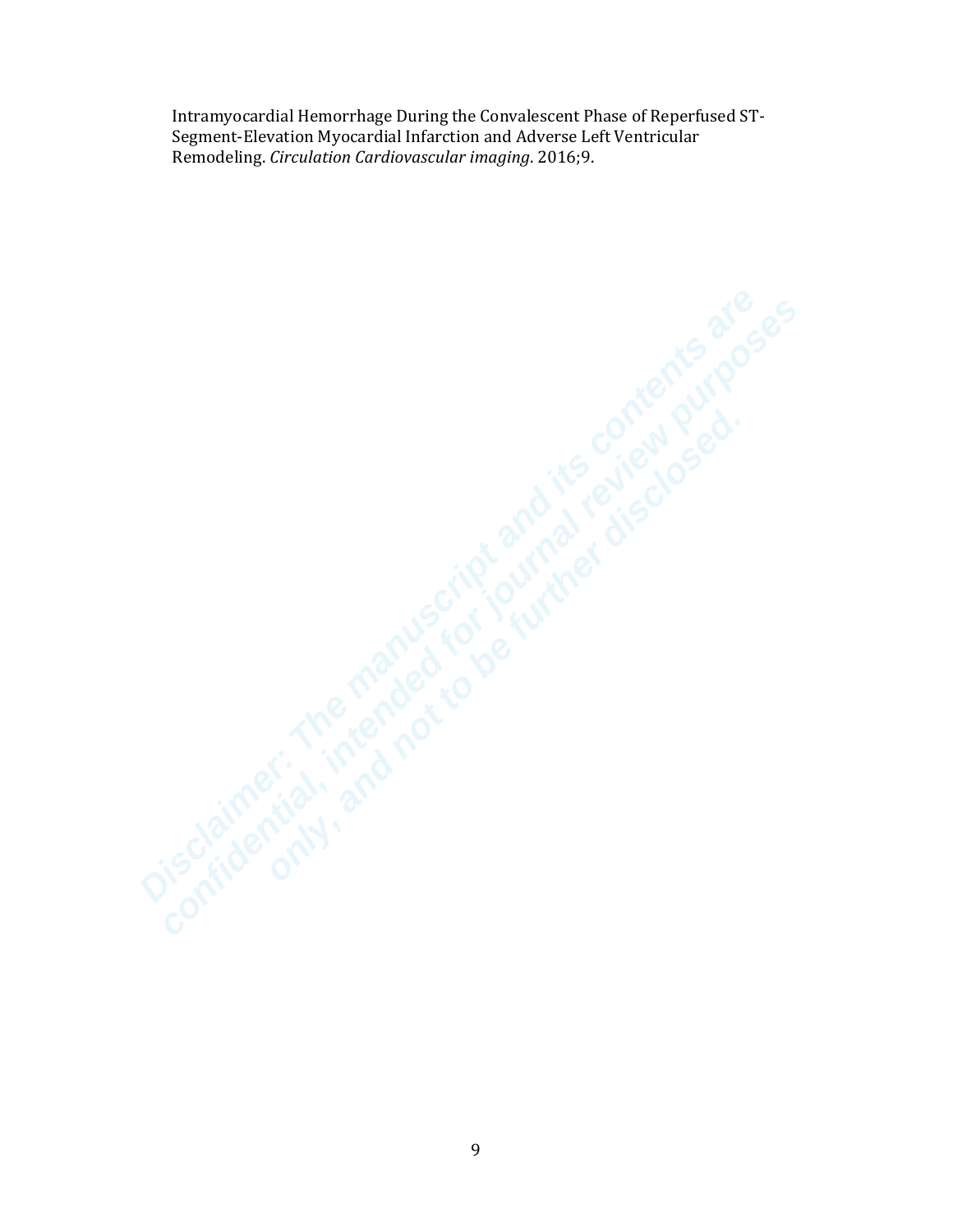Intramyocardial Hemorrhage During the Convalescent Phase of Reperfused ST-Segment-Elevation Myocardial Infarction and Adverse Left Ventricular Remodeling. *Circulation Cardiovascular imaging*. 2016;9.